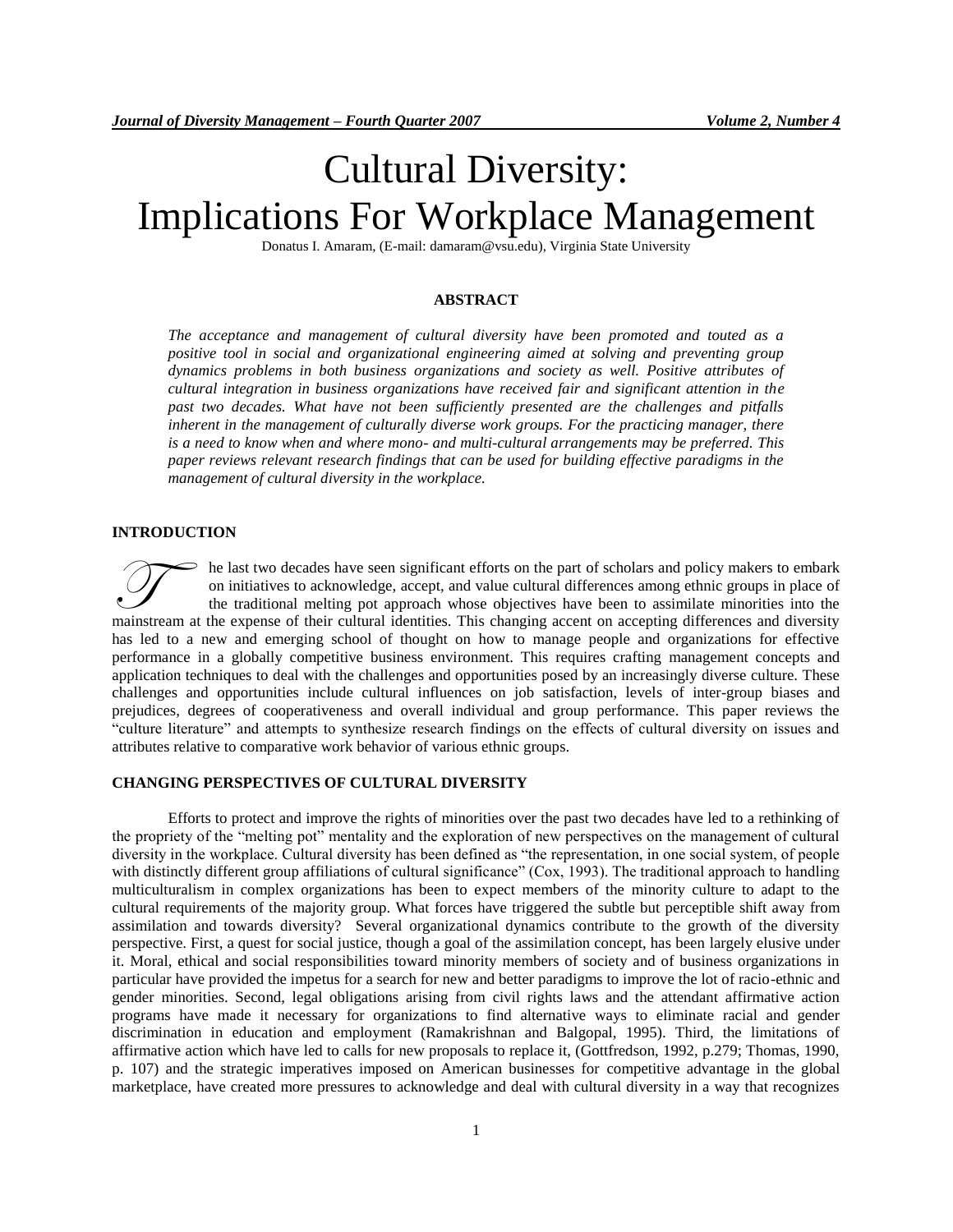# Cultural Diversity: Implications For Workplace Management

Donatus I. Amaram, (E-mail: damaram@vsu.edu), Virginia State University

## ABSTRACT

*The acceptance and management of cultural diversity have been promoted and touted as a positive tool in social and organizational engineering aimed at solving and preventing group dynamics problems in both business organizations and society as well. Positive attributes of cultural integration in business organizations have received fair and significant attention in the past two decades. What have not been sufficiently presented are the challenges and pitfalls inherent in the management of culturally diverse work groups. For the practicing manager, there is a need to know when and where mono- and multi-cultural arrangements may be preferred. This paper reviews relevant research findings that can be used for building effective paradigms in the management of cultural diversity in the workplace.*

## INTRODUCTION

The last two decades have seen significant efforts on the part of scholars and policy makers to embark on initiatives to acknowledge, accept, and value cultural differences among ethnic groups in place of the traditional melting pot approach whose objectives have been to assimilate minorities into the mainstream at the expense of their cultural identities. This changing accent on accepting differences and diversity has led to a new and emerging school of thought on how to manage people and organizations for effective performance in a globally competitive business environment. This requires crafting management concepts and application techniques to deal with the challenges and opportunities posed by an increasingly diverse culture. These challenges and opportunities include cultural influences on job satisfaction, levels of inter-group biases and prejudices, degrees of cooperativeness and overall individual and group performance. This paper reviews the "culture literature" and attempts to synthesize research findings on the effects of cultural diversity on issues and attributes relative to comparative work behavior of various ethnic groups.

## CHANGING PERSPECTIVES OF CULTURAL DIVERSITY

Efforts to protect and improve the rights of minorities over the past two decades have led to a rethinking of the propriety of the "melting pot" mentality and the exploration of new perspectives on the management of cultural diversity in the workplace. Cultural diversity has been defined as "the representation, in one social system, of people with distinctly different group affiliations of cultural significance" (Cox, 1993). The traditional approach to handling multiculturalism in complex organizations has been to expect members of the minority culture to adapt to the cultural requirements of the majority group. What forces have triggered the subtle but perceptible shift away from assimilation and towards diversity? Several organizational dynamics contribute to the growth of the diversity perspective. First, a quest for social justice, though a goal of the assimilation concept, has been largely elusive under it. Moral, ethical and social responsibilities toward minority members of society and of business organizations in particular have provided the impetus for a search for new and better paradigms to improve the lot of racio-ethnic and gender minorities. Second, legal obligations arising from civil rights laws and the attendant affirmative action programs have made it necessary for organizations to find alternative ways to eliminate racial and gender discrimination in education and employment (Ramakrishnan and Balgopal, 1995). Third, the limitations of affirmative action which have led to calls for new proposals to replace it, (Gottfredson, 1992, p.279; Thomas, 1990, p. 107) and the strategic imperatives imposed on American businesses for competitive advantage in the global marketplace, have created more pressures to acknowledge and deal with cultural diversity in a way that recognizes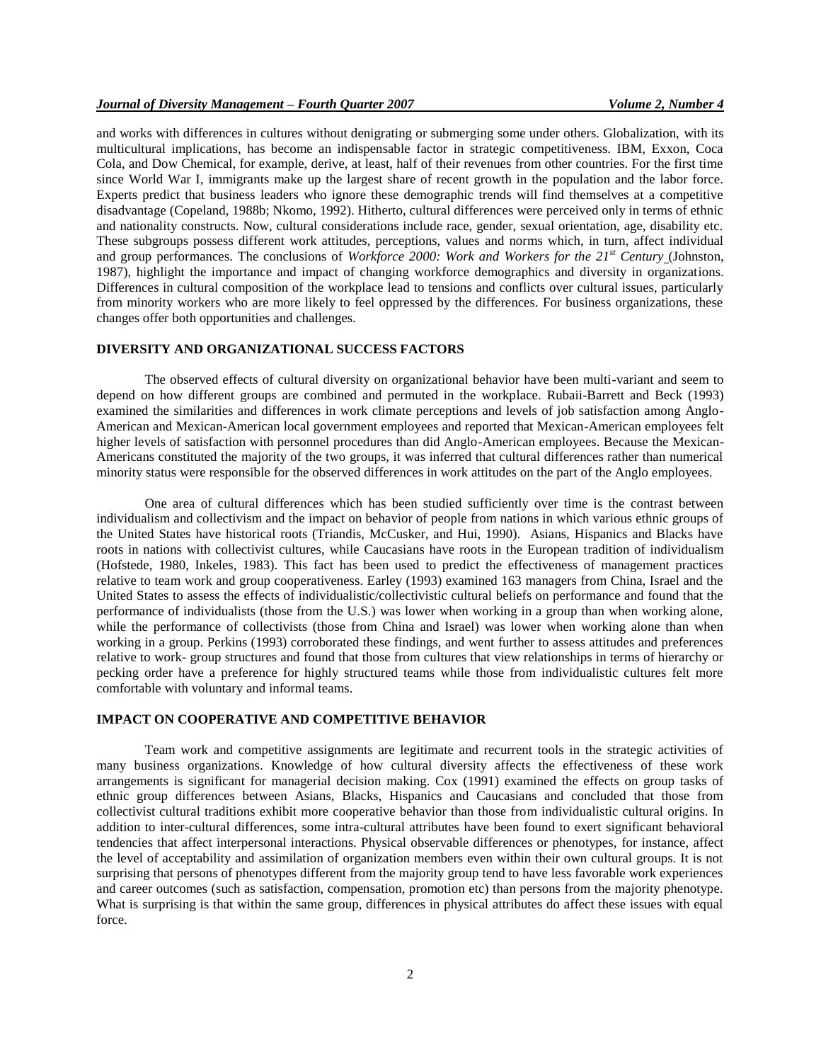and works with differences in cultures without denigrating or submerging some under others. Globalization, with its multicultural implications, has become an indispensable factor in strategic competitiveness. IBM, Exxon, Coca Cola, and Dow Chemical, for example, derive, at least, half of their revenues from other countries. For the first time since World War I, immigrants make up the largest share of recent growth in the population and the labor force. Experts predict that business leaders who ignore these demographic trends will find themselves at a competitive disadvantage (Copeland, 1988b; Nkomo, 1992). Hitherto, cultural differences were perceived only in terms of ethnic and nationality constructs. Now, cultural considerations include race, gender, sexual orientation, age, disability etc. These subgroups possess different work attitudes, perceptions, values and norms which, in turn, affect individual and group performances. The conclusions of *Workforce 2000: Work and Workers for the 21st Century* (Johnston, 1987), highlight the importance and impact of changing workforce demographics and diversity in organizations. Differences in cultural composition of the workplace lead to tensions and conflicts over cultural issues, particularly from minority workers who are more likely to feel oppressed by the differences. For business organizations, these changes offer both opportunities and challenges.

## DIVERSITY AND ORGANIZATIONAL SUCCESS FACTORS

The observed effects of cultural diversity on organizational behavior have been multi-variant and seem to depend on how different groups are combined and permuted in the workplace. Rubaii-Barrett and Beck (1993) examined the similarities and differences in work climate perceptions and levels of job satisfaction among Anglo-American and Mexican-American local government employees and reported that Mexican-American employees felt higher levels of satisfaction with personnel procedures than did Anglo-American employees. Because the Mexican-Americans constituted the majority of the two groups, it was inferred that cultural differences rather than numerical minority status were responsible for the observed differences in work attitudes on the part of the Anglo employees.

One area of cultural differences which has been studied sufficiently over time is the contrast between individualism and collectivism and the impact on behavior of people from nations in which various ethnic groups of the United States have historical roots (Triandis, McCusker, and Hui, 1990). Asians, Hispanics and Blacks have roots in nations with collectivist cultures, while Caucasians have roots in the European tradition of individualism (Hofstede, 1980, Inkeles, 1983). This fact has been used to predict the effectiveness of management practices relative to team work and group cooperativeness. Earley (1993) examined 163 managers from China, Israel and the United States to assess the effects of individualistic/collectivistic cultural beliefs on performance and found that the performance of individualists (those from the U.S.) was lower when working in a group than when working alone, while the performance of collectivists (those from China and Israel) was lower when working alone than when working in a group. Perkins (1993) corroborated these findings, and went further to assess attitudes and preferences relative to work- group structures and found that those from cultures that view relationships in terms of hierarchy or pecking order have a preference for highly structured teams while those from individualistic cultures felt more comfortable with voluntary and informal teams.

## IMPACT ON COOPERATIVE AND COMPETITIVE BEHAVIOR

Team work and competitive assignments are legitimate and recurrent tools in the strategic activities of many business organizations. Knowledge of how cultural diversity affects the effectiveness of these work arrangements is significant for managerial decision making. Cox (1991) examined the effects on group tasks of ethnic group differences between Asians, Blacks, Hispanics and Caucasians and concluded that those from collectivist cultural traditions exhibit more cooperative behavior than those from individualistic cultural origins. In addition to inter-cultural differences, some intra-cultural attributes have been found to exert significant behavioral tendencies that affect interpersonal interactions. Physical observable differences or phenotypes, for instance, affect the level of acceptability and assimilation of organization members even within their own cultural groups. It is not surprising that persons of phenotypes different from the majority group tend to have less favorable work experiences and career outcomes (such as satisfaction, compensation, promotion etc) than persons from the majority phenotype. What is surprising is that within the same group, differences in physical attributes do affect these issues with equal force.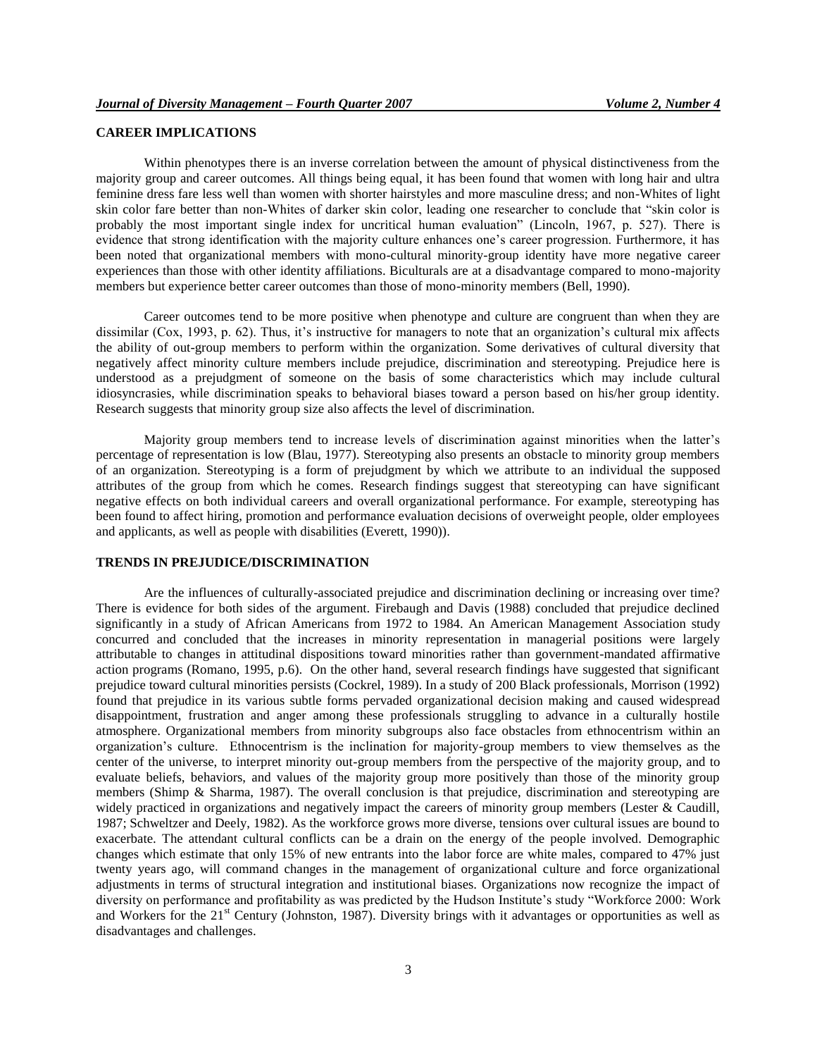## CAREER IMPLICATIONS

Within phenotypes there is an inverse correlation between the amount of physical distinctiveness from the majority group and career outcomes. All things being equal, it has been found that women with long hair and ultra feminine dress fare less well than women with shorter hairstyles and more masculine dress; and non-Whites of light skin color fare better than non-Whites of darker skin color, leading one researcher to conclude that "skin color is probably the most important single index for uncritical human evaluation" (Lincoln, 1967, p. 527). There is evidence that strong identification with the majority culture enhances one's career progression. Furthermore, it has been noted that organizational members with mono-cultural minority-group identity have more negative career experiences than those with other identity affiliations. Biculturals are at a disadvantage compared to mono-majority members but experience better career outcomes than those of mono-minority members (Bell, 1990).

Career outcomes tend to be more positive when phenotype and culture are congruent than when they are dissimilar (Cox, 1993, p. 62). Thus, it's instructive for managers to note that an organization's cultural mix affects the ability of out-group members to perform within the organization. Some derivatives of cultural diversity that negatively affect minority culture members include prejudice, discrimination and stereotyping. Prejudice here is understood as a prejudgment of someone on the basis of some characteristics which may include cultural idiosyncrasies, while discrimination speaks to behavioral biases toward a person based on his/her group identity. Research suggests that minority group size also affects the level of discrimination.

Majority group members tend to increase levels of discrimination against minorities when the latter's percentage of representation is low (Blau, 1977). Stereotyping also presents an obstacle to minority group members of an organization. Stereotyping is a form of prejudgment by which we attribute to an individual the supposed attributes of the group from which he comes. Research findings suggest that stereotyping can have significant negative effects on both individual careers and overall organizational performance. For example, stereotyping has been found to affect hiring, promotion and performance evaluation decisions of overweight people, older employees and applicants, as well as people with disabilities (Everett, 1990)).

## TRENDS IN PREJUDICE/DISCRIMINATION

Are the influences of culturally-associated prejudice and discrimination declining or increasing over time? There is evidence for both sides of the argument. Firebaugh and Davis (1988) concluded that prejudice declined significantly in a study of African Americans from 1972 to 1984. An American Management Association study concurred and concluded that the increases in minority representation in managerial positions were largely attributable to changes in attitudinal dispositions toward minorities rather than government-mandated affirmative action programs (Romano, 1995, p.6). On the other hand, several research findings have suggested that significant prejudice toward cultural minorities persists (Cockrel, 1989). In a study of 200 Black professionals, Morrison (1992) found that prejudice in its various subtle forms pervaded organizational decision making and caused widespread disappointment, frustration and anger among these professionals struggling to advance in a culturally hostile atmosphere. Organizational members from minority subgroups also face obstacles from ethnocentrism within an organization's culture. Ethnocentrism is the inclination for majority-group members to view themselves as the center of the universe, to interpret minority out-group members from the perspective of the majority group, and to evaluate beliefs, behaviors, and values of the majority group more positively than those of the minority group members (Shimp & Sharma, 1987). The overall conclusion is that prejudice, discrimination and stereotyping are widely practiced in organizations and negatively impact the careers of minority group members (Lester & Caudill, 1987; Schweltzer and Deely, 1982). As the workforce grows more diverse, tensions over cultural issues are bound to exacerbate. The attendant cultural conflicts can be a drain on the energy of the people involved. Demographic changes which estimate that only 15% of new entrants into the labor force are white males, compared to 47% just twenty years ago, will command changes in the management of organizational culture and force organizational adjustments in terms of structural integration and institutional biases. Organizations now recognize the impact of diversity on performance and profitability as was predicted by the Hudson Institute's study "Workforce 2000: Work and Workers for the 21st Century (Johnston, 1987). Diversity brings with it advantages or opportunities as well as disadvantages and challenges.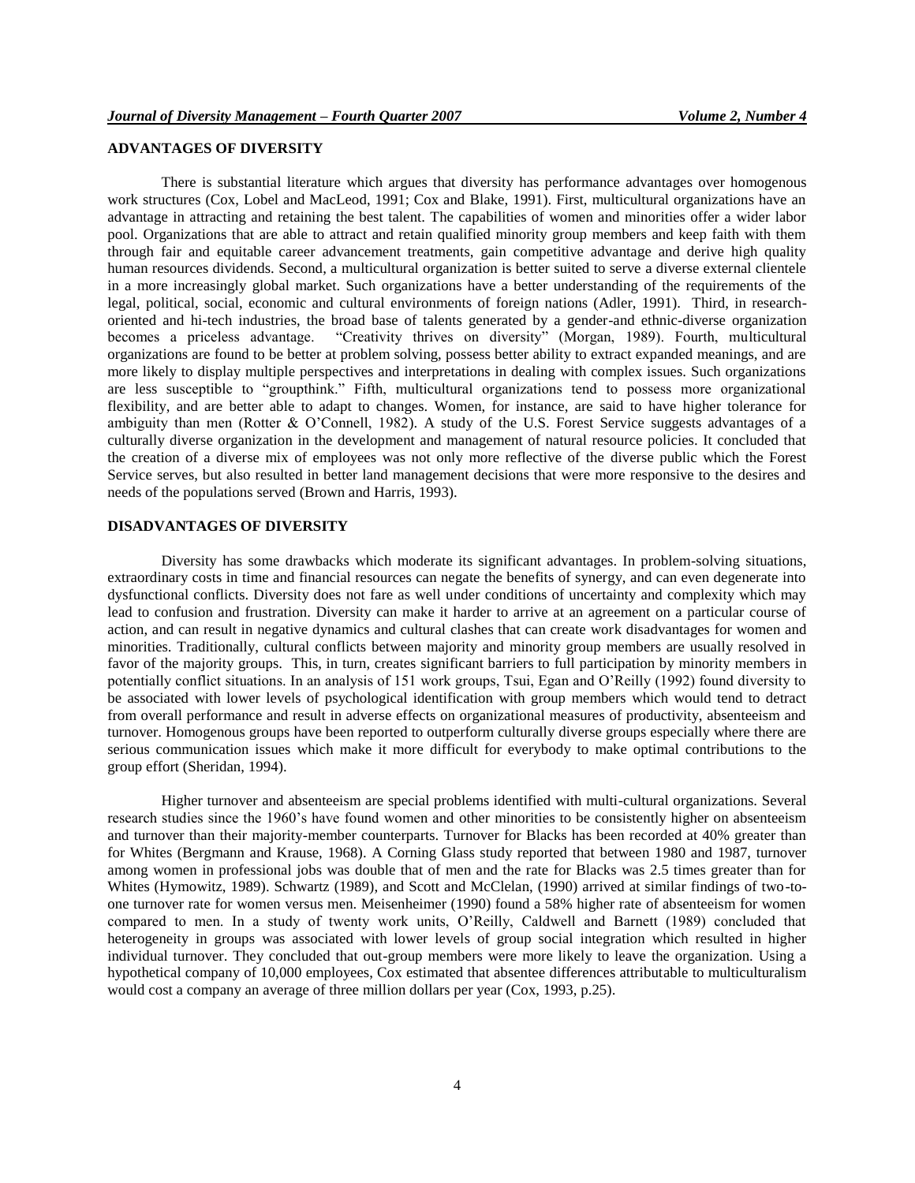## ADVANTAGES OF DIVERSITY

There is substantial literature which argues that diversity has performance advantages over homogenous work structures (Cox, Lobel and MacLeod, 1991; Cox and Blake, 1991). First, multicultural organizations have an advantage in attracting and retaining the best talent. The capabilities of women and minorities offer a wider labor pool. Organizations that are able to attract and retain qualified minority group members and keep faith with them through fair and equitable career advancement treatments, gain competitive advantage and derive high quality human resources dividends. Second, a multicultural organization is better suited to serve a diverse external clientele in a more increasingly global market. Such organizations have a better understanding of the requirements of the legal, political, social, economic and cultural environments of foreign nations (Adler, 1991). Third, in research-oriented and hi-tech industries, the broad base of talents generated by a gender-and ethnic-diverse organization becomes a priceless advantage. "Creativity thrives on diversity" (Morgan, 1989). Fourth, multicultural organizations are found to be better at problem solving, possess better ability to extract expanded meanings, and are more likely to display multiple perspectives and interpretations in dealing with complex issues. Such organizations are less susceptible to "groupthink." Fifth, multicultural organizations tend to possess more organizational flexibility, and are better able to adapt to changes. Women, for instance, are said to have higher tolerance for ambiguity than men (Rotter & O'Connell, 1982). A study of the U.S. Forest Service suggests advantages of a culturally diverse organization in the development and management of natural resource policies. It concluded that the creation of a diverse mix of employees was not only more reflective of the diverse public which the Forest Service serves, but also resulted in better land management decisions that were more responsive to the desires and needs of the populations served (Brown and Harris, 1993).

## DISADVANTAGES OF DIVERSITY

Diversity has some drawbacks which moderate its significant advantages. In problem-solving situations, extraordinary costs in time and financial resources can negate the benefits of synergy, and can even degenerate into dysfunctional conflicts. Diversity does not fare as well under conditions of uncertainty and complexity which may lead to confusion and frustration. Diversity can make it harder to arrive at an agreement on a particular course of action, and can result in negative dynamics and cultural clashes that can create work disadvantages for women and minorities. Traditionally, cultural conflicts between majority and minority group members are usually resolved in favor of the majority groups. This, in turn, creates significant barriers to full participation by minority members in potentially conflict situations. In an analysis of 151 work groups, Tsui, Egan and O'Reilly (1992) found diversity to be associated with lower levels of psychological identification with group members which would tend to detract from overall performance and result in adverse effects on organizational measures of productivity, absenteeism and turnover. Homogenous groups have been reported to outperform culturally diverse groups especially where there are serious communication issues which make it more difficult for everybody to make optimal contributions to the group effort (Sheridan, 1994).

Higher turnover and absenteeism are special problems identified with multi-cultural organizations. Several research studies since the 1960's have found women and other minorities to be consistently higher on absenteeism and turnover than their majority-member counterparts. Turnover for Blacks has been recorded at 40% greater than for Whites (Bergmann and Krause, 1968). A Corning Glass study reported that between 1980 and 1987, turnover among women in professional jobs was double that of men and the rate for Blacks was 2.5 times greater than for Whites (Hymowitz, 1989). Schwartz (1989), and Scott and McClelan, (1990) arrived at similar findings of two-to-one turnover rate for women versus men. Meisenheimer (1990) found a 58% higher rate of absenteeism for women compared to men. In a study of twenty work units, O'Reilly, Caldwell and Barnett (1989) concluded that heterogeneity in groups was associated with lower levels of group social integration which resulted in higher individual turnover. They concluded that out-group members were more likely to leave the organization. Using a hypothetical company of 10,000 employees, Cox estimated that absentee differences attributable to multiculturalism would cost a company an average of three million dollars per year (Cox, 1993, p.25).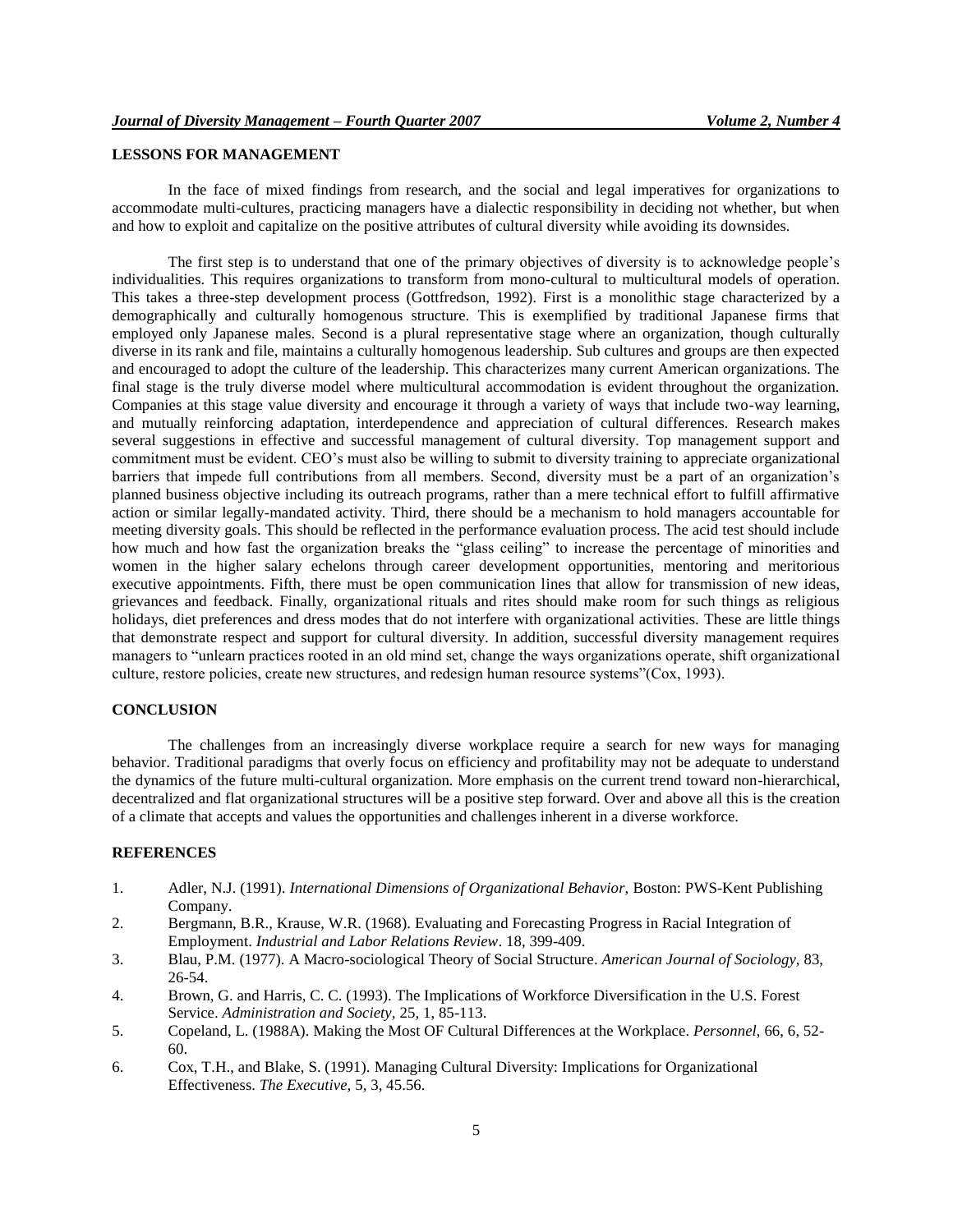## LESSONS FOR MANAGEMENT

In the face of mixed findings from research, and the social and legal imperatives for organizations to accommodate multi-cultures, practicing managers have a dialectic responsibility in deciding not whether, but when and how to exploit and capitalize on the positive attributes of cultural diversity while avoiding its downsides.

The first step is to understand that one of the primary objectives of diversity is to acknowledge people's individualities. This requires organizations to transform from mono-cultural to multicultural models of operation. This takes a three-step development process (Gottfredson, 1992). First is a monolithic stage characterized by a demographically and culturally homogenous structure. This is exemplified by traditional Japanese firms that employed only Japanese males. Second is a plural representative stage where an organization, though culturally diverse in its rank and file, maintains a culturally homogenous leadership. Sub cultures and groups are then expected and encouraged to adopt the culture of the leadership. This characterizes many current American organizations. The final stage is the truly diverse model where multicultural accommodation is evident throughout the organization. Companies at this stage value diversity and encourage it through a variety of ways that include two-way learning, and mutually reinforcing adaptation, interdependence and appreciation of cultural differences. Research makes several suggestions in effective and successful management of cultural diversity. Top management support and commitment must be evident. CEO's must also be willing to submit to diversity training to appreciate organizational barriers that impede full contributions from all members. Second, diversity must be a part of an organization's planned business objective including its outreach programs, rather than a mere technical effort to fulfill affirmative action or similar legally-mandated activity. Third, there should be a mechanism to hold managers accountable for meeting diversity goals. This should be reflected in the performance evaluation process. The acid test should include how much and how fast the organization breaks the "glass ceiling" to increase the percentage of minorities and women in the higher salary echelons through career development opportunities, mentoring and meritorious executive appointments. Fifth, there must be open communication lines that allow for transmission of new ideas, grievances and feedback. Finally, organizational rituals and rites should make room for such things as religious holidays, diet preferences and dress modes that do not interfere with organizational activities. These are little things that demonstrate respect and support for cultural diversity. In addition, successful diversity management requires managers to "unlearn practices rooted in an old mind set, change the ways organizations operate, shift organizational culture, restore policies, create new structures, and redesign human resource systems"(Cox, 1993).

## CONCLUSION

The challenges from an increasingly diverse workplace require a search for new ways for managing behavior. Traditional paradigms that overly focus on efficiency and profitability may not be adequate to understand the dynamics of the future multi-cultural organization. More emphasis on the current trend toward non-hierarchical, decentralized and flat organizational structures will be a positive step forward. Over and above all this is the creation of a climate that accepts and values the opportunities and challenges inherent in a diverse workforce.

## REFERENCES

1. Adler, N.J. (1991). *International Dimensions of Organizational Behavior,* Boston: PWS-Kent Publishing Company.
2. Bergmann, B.R., Krause, W.R. (1968). Evaluating and Forecasting Progress in Racial Integration of Employment. *Industrial and Labor Relations Review*. 18, 399-409.
3. Blau, P.M. (1977). A Macro-sociological Theory of Social Structure. *American Journal of Sociology,* 83, 26-54.
4. Brown, G. and Harris, C. C. (1993). The Implications of Workforce Diversification in the U.S. Forest Service. *Administration and Society,* 25, 1, 85-113.
5. Copeland, L. (1988A). Making the Most OF Cultural Differences at the Workplace. *Personnel,* 66, 6, 52-60.
6. Cox, T.H., and Blake, S. (1991). Managing Cultural Diversity: Implications for Organizational Effectiveness. *The Executive,* 5, 3, 45.56.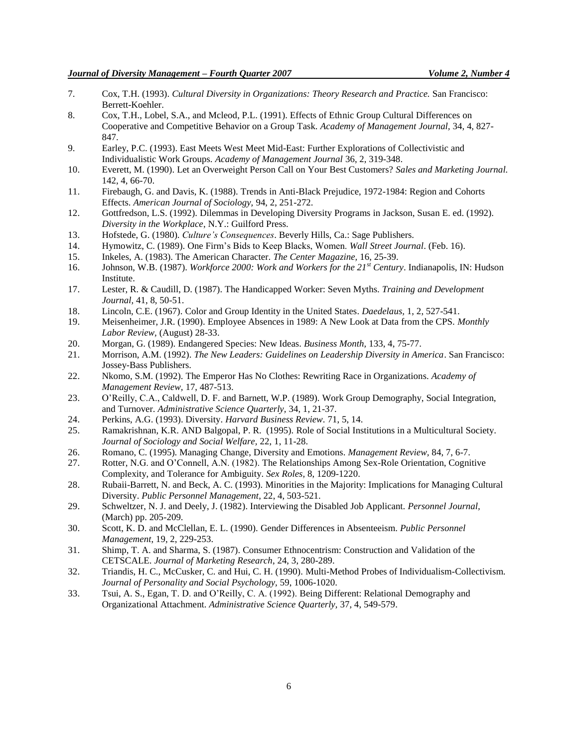7. Cox, T.H. (1993). *Cultural Diversity in Organizations: Theory Research and Practice.* San Francisco: Berrett-Koehler.
8. Cox, T.H., Lobel, S.A., and Mcleod, P.L. (1991). Effects of Ethnic Group Cultural Differences on Cooperative and Competitive Behavior on a Group Task. *Academy of Management Journal,* 34, 4, 827-847.
9. Earley, P.C. (1993). East Meets West Meet Mid-East: Further Explorations of Collectivistic and Individualistic Work Groups. *Academy of Management Journal* 36, 2, 319-348.
10. Everett, M. (1990). Let an Overweight Person Call on Your Best Customers? *Sales and Marketing Journal.* 142, 4, 66-70.
11. Firebaugh, G. and Davis, K. (1988). Trends in Anti-Black Prejudice, 1972-1984: Region and Cohorts Effects. *American Journal of Sociology,* 94, 2, 251-272.
12. Gottfredson, L.S. (1992). Dilemmas in Developing Diversity Programs in Jackson, Susan E. ed. (1992). *Diversity in the Workplace*, N.Y.: Guilford Press.
13. Hofstede, G. (1980). *Culture's Consequences*. Beverly Hills, Ca.: Sage Publishers.
14. Hymowitz, C. (1989). One Firm's Bids to Keep Blacks, Women. *Wall Street Journal*. (Feb. 16).
15. Inkeles, A. (1983). The American Character. *The Center Magazine,* 16, 25-39.
16. Johnson, W.B. (1987). *Workforce 2000: Work and Workers for the 21st Century*. Indianapolis, IN: Hudson Institute.
17. Lester, R. & Caudill, D. (1987). The Handicapped Worker: Seven Myths. *Training and Development Journal,* 41, 8, 50-51.
18. Lincoln, C.E. (1967). Color and Group Identity in the United States. *Daedelaus,* 1, 2, 527-541.
19. Meisenheimer, J.R. (1990). Employee Absences in 1989: A New Look at Data from the CPS. *Monthly Labor Review*, (August) 28-33.
20. Morgan, G. (1989). Endangered Species: New Ideas. *Business Month,* 133, 4, 75-77.
21. Morrison, A.M. (1992). *The New Leaders: Guidelines on Leadership Diversity in America*. San Francisco: Jossey-Bass Publishers.
22. Nkomo, S.M. (1992). The Emperor Has No Clothes: Rewriting Race in Organizations. *Academy of Management Review,* 17, 487-513.
23. O'Reilly, C.A., Caldwell, D. F. and Barnett, W.P. (1989). Work Group Demography, Social Integration, and Turnover. *Administrative Science Quarterly,* 34, 1, 21-37.
24. Perkins, A.G. (1993). Diversity. *Harvard Business Review*. 71, 5, 14.
25. Ramakrishnan, K.R. AND Balgopal, P. R. (1995). Role of Social Institutions in a Multicultural Society. *Journal of Sociology and Social Welfare,* 22, 1, 11-28.
26. Romano, C. (1995). Managing Change, Diversity and Emotions. *Management Review,* 84, 7, 6-7.
27. Rotter, N.G. and O'Connell, A.N. (1982). The Relationships Among Sex-Role Orientation, Cognitive Complexity, and Tolerance for Ambiguity. *Sex Roles,* 8, 1209-1220.
28. Rubaii-Barrett, N. and Beck, A. C. (1993). Minorities in the Majority: Implications for Managing Cultural Diversity. *Public Personnel Management*, 22, 4, 503-521.
29. Schweltzer, N. J. and Deely, J. (1982). Interviewing the Disabled Job Applicant. *Personnel Journal,* (March) pp. 205-209.
30. Scott, K. D. and McClellan, E. L. (1990). Gender Differences in Absenteeism. *Public Personnel Management,* 19, 2, 229-253.
31. Shimp, T. A. and Sharma, S. (1987). Consumer Ethnocentrism: Construction and Validation of the CETSCALE. *Journal of Marketing Research*, 24, 3, 280-289.
32. Triandis, H. C., McCusker, C. and Hui, C. H. (1990). Multi-Method Probes of Individualism-Collectivism. *Journal of Personality and Social Psychology,* 59, 1006-1020.
33. Tsui, A. S., Egan, T. D. and O'Reilly, C. A. (1992). Being Different: Relational Demography and Organizational Attachment. *Administrative Science Quarterly,* 37, 4, 549-579.